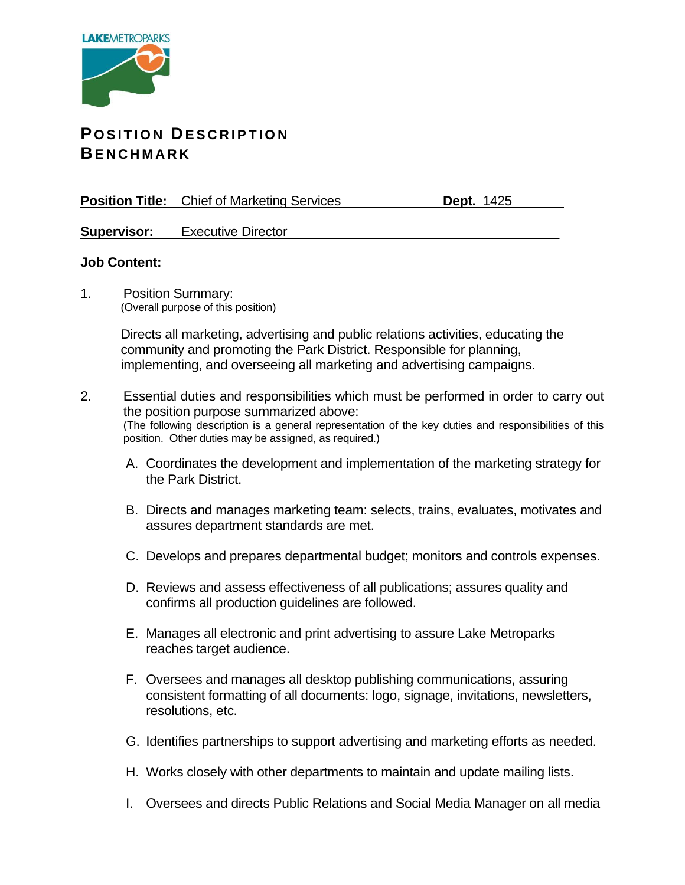LAKEMETROPARKS

# POSITION DESCRIPTION BENCHMARK

**Position Title:** Chief of Marketing Services **Dept.** 1425

**Supervisor:** Executive Director

**Job Content:**

1. Position Summary:
(Overall purpose of this position)

   Directs all marketing, advertising and public relations activities, educating the community and promoting the Park District. Responsible for planning, implementing, and overseeing all marketing and advertising campaigns.

2. Essential duties and responsibilities which must be performed in order to carry out the position purpose summarized above:
(The following description is a general representation of the key duties and responsibilities of this position. Other duties may be assigned, as required.)

   A. Coordinates the development and implementation of the marketing strategy for the Park District.

   B. Directs and manages marketing team: selects, trains, evaluates, motivates and assures department standards are met.

   C. Develops and prepares departmental budget; monitors and controls expenses.

   D. Reviews and assess effectiveness of all publications; assures quality and confirms all production guidelines are followed.

   E. Manages all electronic and print advertising to assure Lake Metroparks reaches target audience.

   F. Oversees and manages all desktop publishing communications, assuring consistent formatting of all documents: logo, signage, invitations, newsletters, resolutions, etc.

   G. Identifies partnerships to support advertising and marketing efforts as needed.

   H. Works closely with other departments to maintain and update mailing lists.

   I. Oversees and directs Public Relations and Social Media Manager on all media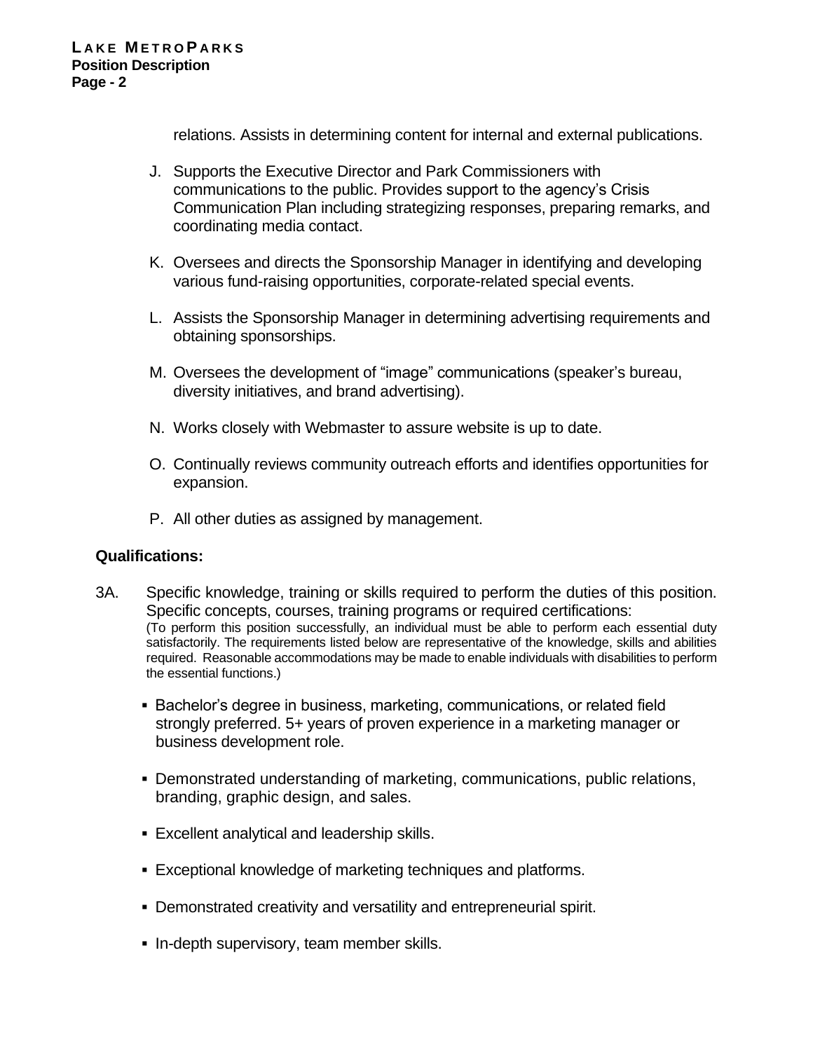relations. Assists in determining content for internal and external publications.

J. Supports the Executive Director and Park Commissioners with communications to the public. Provides support to the agency's Crisis Communication Plan including strategizing responses, preparing remarks, and coordinating media contact.

K. Oversees and directs the Sponsorship Manager in identifying and developing various fund-raising opportunities, corporate-related special events.

L. Assists the Sponsorship Manager in determining advertising requirements and obtaining sponsorships.

M. Oversees the development of "image" communications (speaker's bureau, diversity initiatives, and brand advertising).

N. Works closely with Webmaster to assure website is up to date.

O. Continually reviews community outreach efforts and identifies opportunities for expansion.

P. All other duties as assigned by management.

**Qualifications:**

3A. Specific knowledge, training or skills required to perform the duties of this position. Specific concepts, courses, training programs or required certifications:
(To perform this position successfully, an individual must be able to perform each essential duty satisfactorily. The requirements listed below are representative of the knowledge, skills and abilities required. Reasonable accommodations may be made to enable individuals with disabilities to perform the essential functions.)

- Bachelor's degree in business, marketing, communications, or related field strongly preferred. 5+ years of proven experience in a marketing manager or business development role.
- Demonstrated understanding of marketing, communications, public relations, branding, graphic design, and sales.
- Excellent analytical and leadership skills.
- Exceptional knowledge of marketing techniques and platforms.
- Demonstrated creativity and versatility and entrepreneurial spirit.
- In-depth supervisory, team member skills.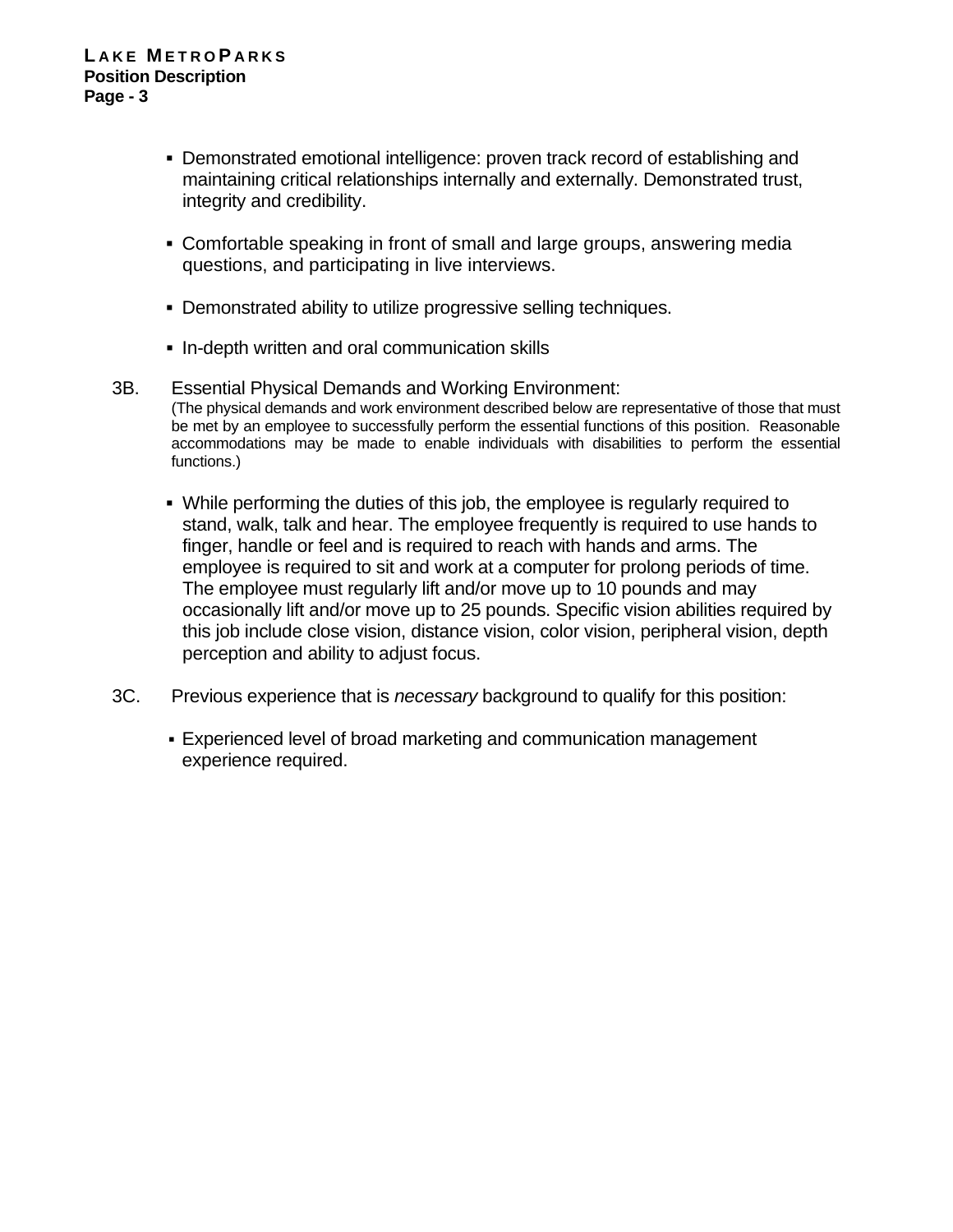- Demonstrated emotional intelligence: proven track record of establishing and maintaining critical relationships internally and externally. Demonstrated trust, integrity and credibility.

- Comfortable speaking in front of small and large groups, answering media questions, and participating in live interviews.

- Demonstrated ability to utilize progressive selling techniques.

- In-depth written and oral communication skills

3B. Essential Physical Demands and Working Environment:
(The physical demands and work environment described below are representative of those that must be met by an employee to successfully perform the essential functions of this position. Reasonable accommodations may be made to enable individuals with disabilities to perform the essential functions.)

- While performing the duties of this job, the employee is regularly required to stand, walk, talk and hear. The employee frequently is required to use hands to finger, handle or feel and is required to reach with hands and arms. The employee is required to sit and work at a computer for prolong periods of time. The employee must regularly lift and/or move up to 10 pounds and may occasionally lift and/or move up to 25 pounds. Specific vision abilities required by this job include close vision, distance vision, color vision, peripheral vision, depth perception and ability to adjust focus.

3C. Previous experience that is *necessary* background to qualify for this position:

- Experienced level of broad marketing and communication management experience required.